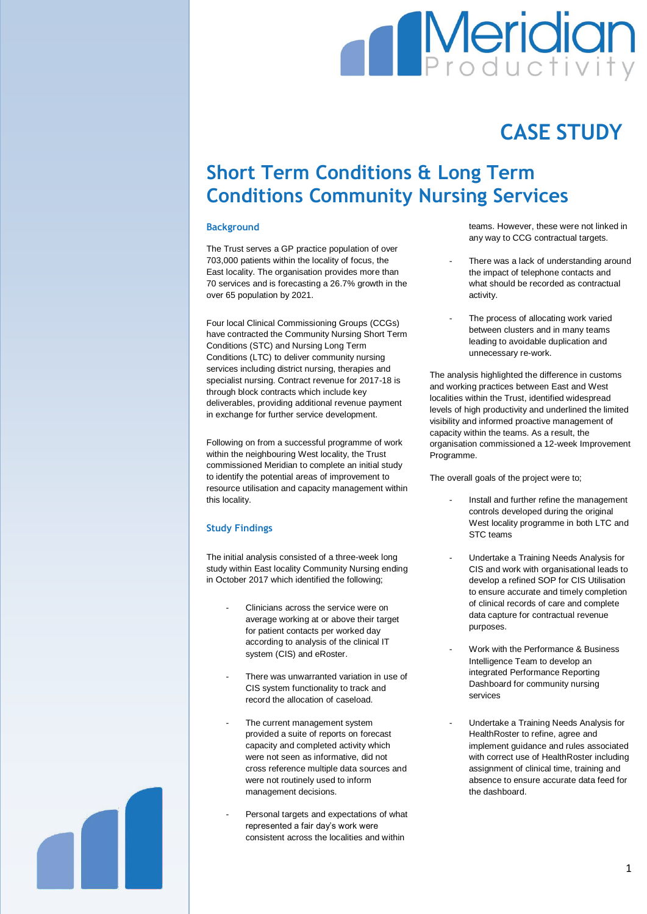# CASE STUDY

## Short Term Conditions & Long Term Conditions Community Nursing Services

### Background

The Trust serves a GP practice population of over 703,000 patients within the locality of focus, the East locality. The organisation provides more than 70 services and is forecasting a 26.7% growth in the over 65 population by 2021.

Four local Clinical Commissioning Groups (CCGs) have contracted the Community Nursing Short Term Conditions (STC) and Nursing Long Term Conditions (LTC) to deliver community nursing services including district nursing, therapies and specialist nursing. Contract revenue for 2017-18 is through block contracts which include key deliverables, providing additional revenue payment in exchange for further service development.

Following on from a successful programme of work within the neighbouring West locality, the Trust commissioned Meridian to complete an initial study to identify the potential areas of improvement to resource utilisation and capacity management within this locality.

### Study Findings

The initial analysis consisted of a three-week long study within East locality Community Nursing ending in October 2017 which identified the following;

- Clinicians across the service were on average working at or above their target for patient contacts per worked day according to analysis of the clinical IT system (CIS) and eRoster.
- There was unwarranted variation in use of CIS system functionality to track and record the allocation of caseload.
- The current management system provided a suite of reports on forecast capacity and completed activity which were not seen as informative, did not cross reference multiple data sources and were not routinely used to inform management decisions.
- Personal targets and expectations of what represented a fair day's work were consistent across the localities and within teams. However, these were not linked in any way to CCG contractual targets.
- There was a lack of understanding around the impact of telephone contacts and what should be recorded as contractual activity.
- The process of allocating work varied between clusters and in many teams leading to avoidable duplication and unnecessary re-work.

The analysis highlighted the difference in customs and working practices between East and West localities within the Trust, identified widespread levels of high productivity and underlined the limited visibility and informed proactive management of capacity within the teams. As a result, the organisation commissioned a 12-week Improvement Programme.

The overall goals of the project were to;

- Install and further refine the management controls developed during the original West locality programme in both LTC and STC teams
- Undertake a Training Needs Analysis for CIS and work with organisational leads to develop a refined SOP for CIS Utilisation to ensure accurate and timely completion of clinical records of care and complete data capture for contractual revenue purposes.
- Work with the Performance & Business Intelligence Team to develop an integrated Performance Reporting Dashboard for community nursing services
- Undertake a Training Needs Analysis for HealthRoster to refine, agree and implement guidance and rules associated with correct use of HealthRoster including assignment of clinical time, training and absence to ensure accurate data feed for the dashboard.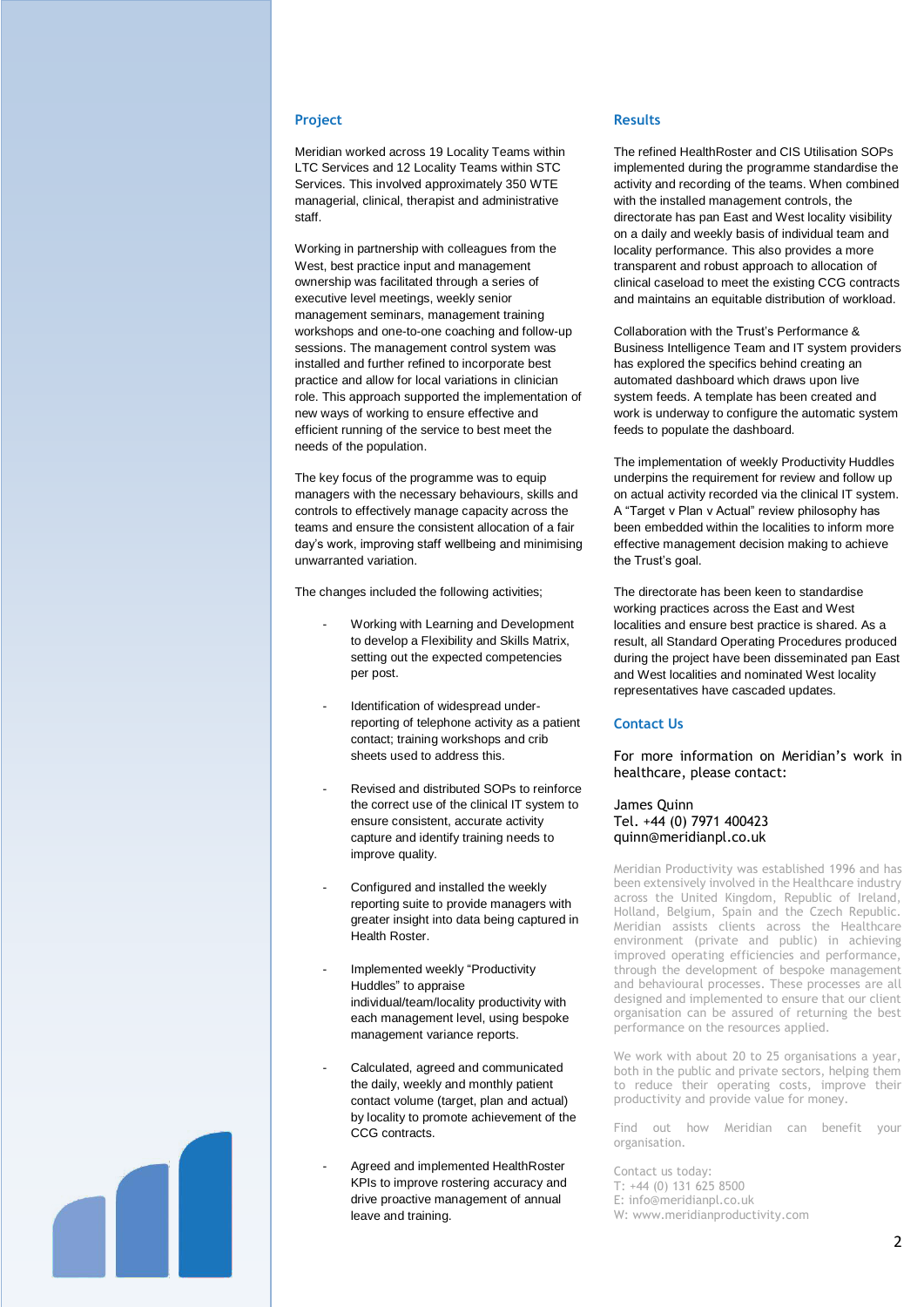## Project

Meridian worked across 19 Locality Teams within LTC Services and 12 Locality Teams within STC Services. This involved approximately 350 WTE managerial, clinical, therapist and administrative staff.

Working in partnership with colleagues from the West, best practice input and management ownership was facilitated through a series of executive level meetings, weekly senior management seminars, management training workshops and one-to-one coaching and follow-up sessions. The management control system was installed and further refined to incorporate best practice and allow for local variations in clinician role. This approach supported the implementation of new ways of working to ensure effective and efficient running of the service to best meet the needs of the population.

The key focus of the programme was to equip managers with the necessary behaviours, skills and controls to effectively manage capacity across the teams and ensure the consistent allocation of a fair day's work, improving staff wellbeing and minimising unwarranted variation.

The changes included the following activities;

- Working with Learning and Development to develop a Flexibility and Skills Matrix, setting out the expected competencies per post.
- Identification of widespread under-reporting of telephone activity as a patient contact; training workshops and crib sheets used to address this.
- Revised and distributed SOPs to reinforce the correct use of the clinical IT system to ensure consistent, accurate activity capture and identify training needs to improve quality.
- Configured and installed the weekly reporting suite to provide managers with greater insight into data being captured in Health Roster.
- Implemented weekly "Productivity Huddles" to appraise individual/team/locality productivity with each management level, using bespoke management variance reports.
- Calculated, agreed and communicated the daily, weekly and monthly patient contact volume (target, plan and actual) by locality to promote achievement of the CCG contracts.
- Agreed and implemented HealthRoster KPIs to improve rostering accuracy and drive proactive management of annual leave and training.

## Results

The refined HealthRoster and CIS Utilisation SOPs implemented during the programme standardise the activity and recording of the teams. When combined with the installed management controls, the directorate has pan East and West locality visibility on a daily and weekly basis of individual team and locality performance. This also provides a more transparent and robust approach to allocation of clinical caseload to meet the existing CCG contracts and maintains an equitable distribution of workload.

Collaboration with the Trust's Performance & Business Intelligence Team and IT system providers has explored the specifics behind creating an automated dashboard which draws upon live system feeds. A template has been created and work is underway to configure the automatic system feeds to populate the dashboard.

The implementation of weekly Productivity Huddles underpins the requirement for review and follow up on actual activity recorded via the clinical IT system. A "Target v Plan v Actual" review philosophy has been embedded within the localities to inform more effective management decision making to achieve the Trust's goal.

The directorate has been keen to standardise working practices across the East and West localities and ensure best practice is shared. As a result, all Standard Operating Procedures produced during the project have been disseminated pan East and West localities and nominated West locality representatives have cascaded updates.

## Contact Us

For more information on Meridian's work in healthcare, please contact:

James Quinn
Tel. +44 (0) 7971 400423
quinn@meridianpl.co.uk

Meridian Productivity was established 1996 and has been extensively involved in the Healthcare industry across the United Kingdom, Republic of Ireland, Holland, Belgium, Spain and the Czech Republic. Meridian assists clients across the Healthcare environment (private and public) in achieving improved operating efficiencies and performance, through the development of bespoke management and behavioural processes. These processes are all designed and implemented to ensure that our client organisation can be assured of returning the best performance on the resources applied.

We work with about 20 to 25 organisations a year, both in the public and private sectors, helping them to reduce their operating costs, improve their productivity and provide value for money.

Find out how Meridian can benefit your organisation.

Contact us today:
T: +44 (0) 131 625 8500
E: info@meridianpl.co.uk
W: www.meridianproductivity.com